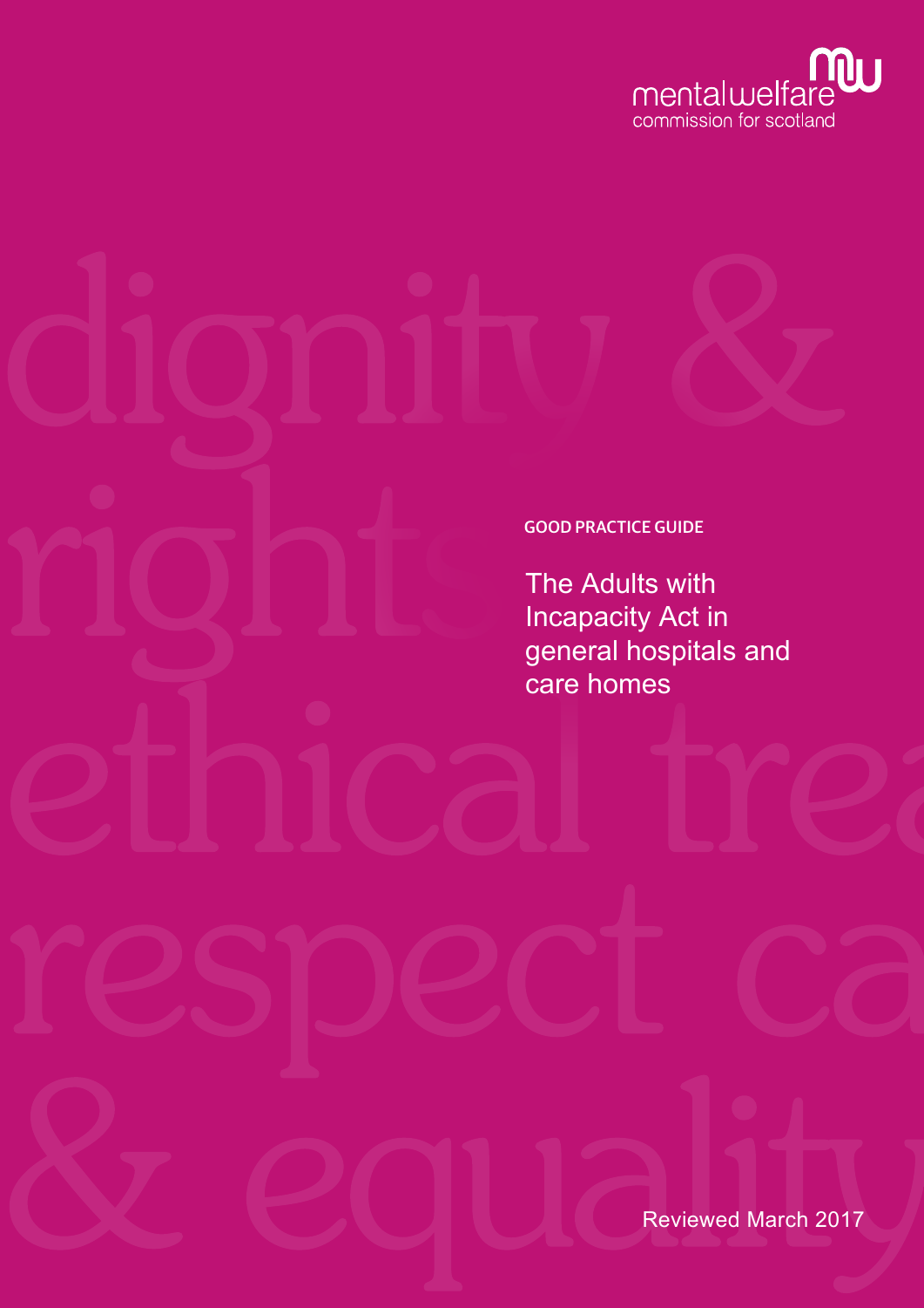mentalwelfare commission for scotland

GOOD PRACTICE GUIDE

# The Adults with Incapacity Act in general hospitals and care homes

Reviewed March 2017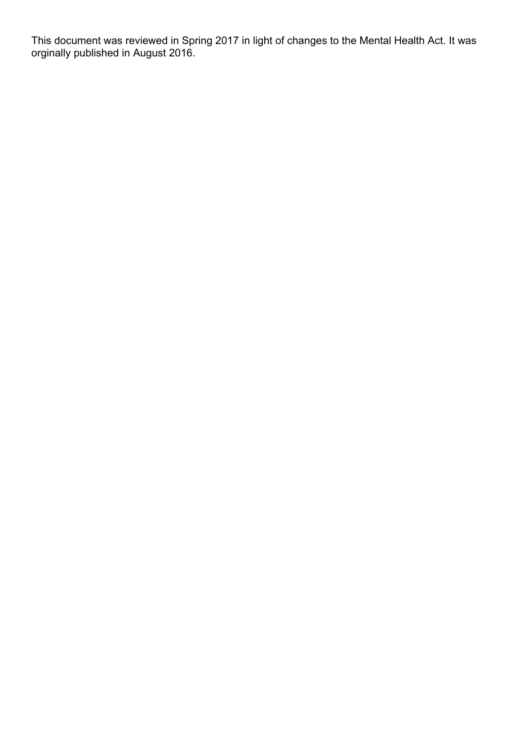This document was reviewed in Spring 2017 in light of changes to the Mental Health Act. It was orginally published in August 2016.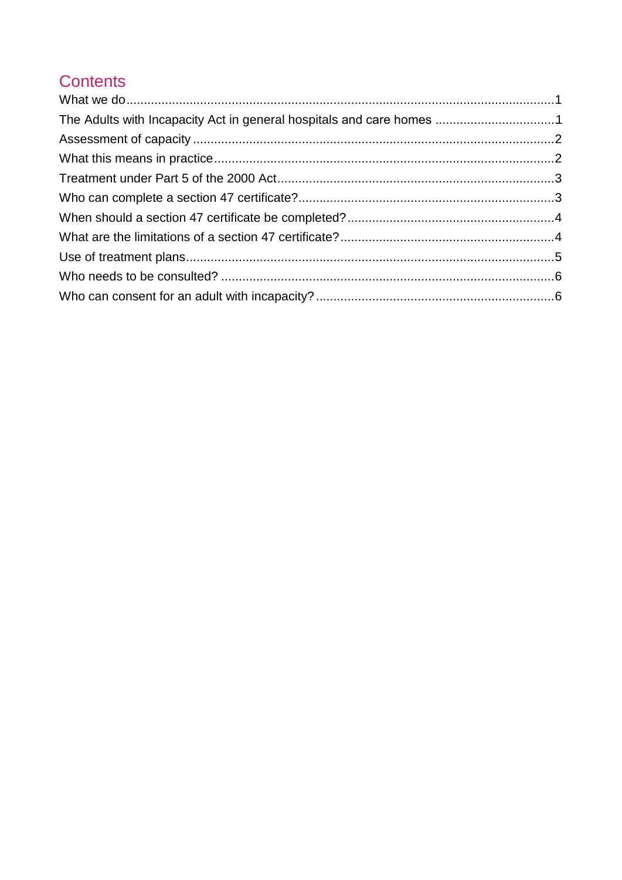# Contents

What we do....................................................................................................................1
The Adults with Incapacity Act in general hospitals and care homes ..................................1
Assessment of capacity ......................................................................................................2
What this means in practice................................................................................................2
Treatment under Part 5 of the 2000 Act..............................................................................3
Who can complete a section 47 certificate?........................................................................3
When should a section 47 certificate be completed?..........................................................4
What are the limitations of a section 47 certificate?............................................................4
Use of treatment plans........................................................................................................5
Who needs to be consulted? ..............................................................................................6
Who can consent for an adult with incapacity? ...................................................................6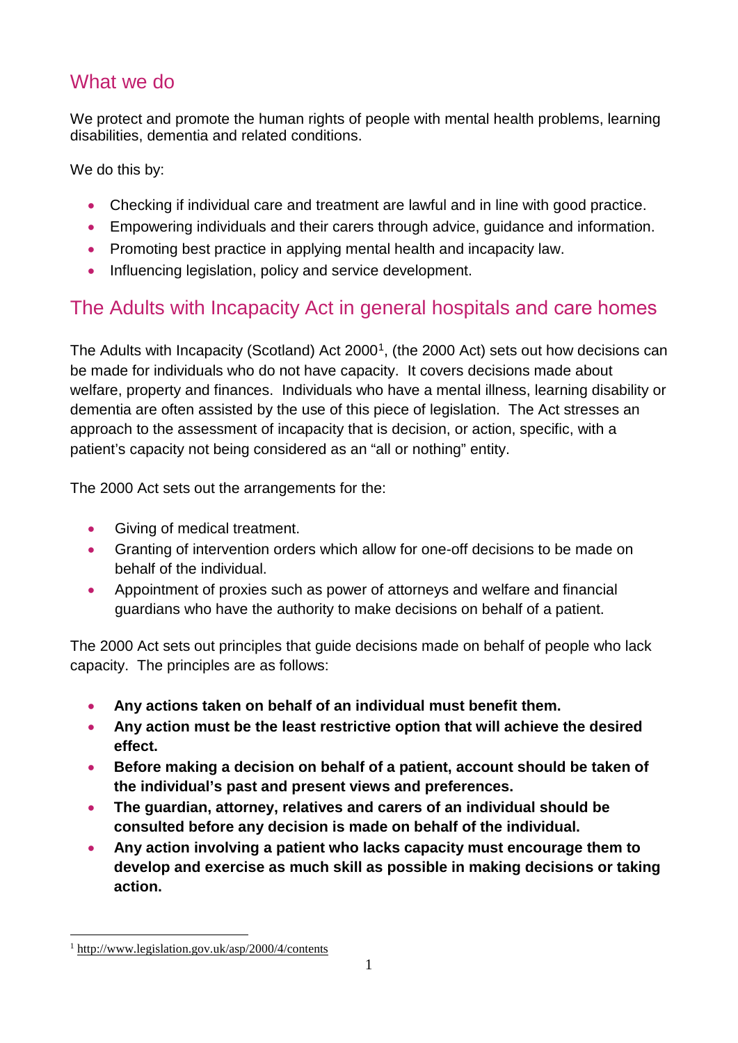## What we do

We protect and promote the human rights of people with mental health problems, learning disabilities, dementia and related conditions.

We do this by:

- Checking if individual care and treatment are lawful and in line with good practice.
- Empowering individuals and their carers through advice, guidance and information.
- Promoting best practice in applying mental health and incapacity law.
- Influencing legislation, policy and service development.

## The Adults with Incapacity Act in general hospitals and care homes

The Adults with Incapacity (Scotland) Act 2000[1], (the 2000 Act) sets out how decisions can be made for individuals who do not have capacity. It covers decisions made about welfare, property and finances. Individuals who have a mental illness, learning disability or dementia are often assisted by the use of this piece of legislation. The Act stresses an approach to the assessment of incapacity that is decision, or action, specific, with a patient's capacity not being considered as an "all or nothing" entity.

The 2000 Act sets out the arrangements for the:

- Giving of medical treatment.
- Granting of intervention orders which allow for one-off decisions to be made on behalf of the individual.
- Appointment of proxies such as power of attorneys and welfare and financial guardians who have the authority to make decisions on behalf of a patient.

The 2000 Act sets out principles that guide decisions made on behalf of people who lack capacity. The principles are as follows:

- **Any actions taken on behalf of an individual must benefit them.**
- **Any action must be the least restrictive option that will achieve the desired effect.**
- **Before making a decision on behalf of a patient, account should be taken of the individual's past and present views and preferences.**
- **The guardian, attorney, relatives and carers of an individual should be consulted before any decision is made on behalf of the individual.**
- **Any action involving a patient who lacks capacity must encourage them to develop and exercise as much skill as possible in making decisions or taking action.**

[1] http://www.legislation.gov.uk/asp/2000/4/contents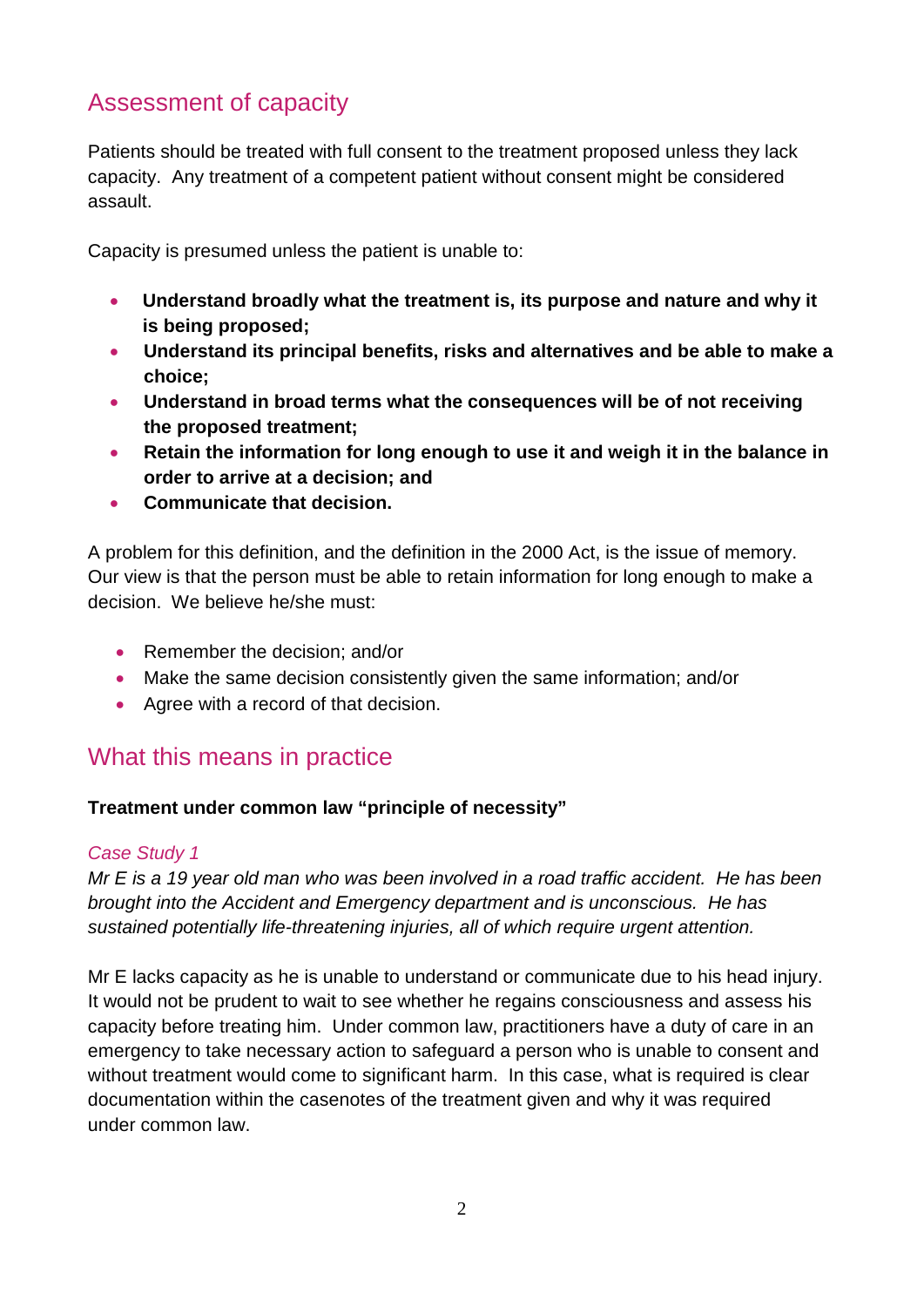## Assessment of capacity

Patients should be treated with full consent to the treatment proposed unless they lack capacity. Any treatment of a competent patient without consent might be considered assault.

Capacity is presumed unless the patient is unable to:

- **Understand broadly what the treatment is, its purpose and nature and why it is being proposed;**
- **Understand its principal benefits, risks and alternatives and be able to make a choice;**
- **Understand in broad terms what the consequences will be of not receiving the proposed treatment;**
- **Retain the information for long enough to use it and weigh it in the balance in order to arrive at a decision; and**
- **Communicate that decision.**

A problem for this definition, and the definition in the 2000 Act, is the issue of memory. Our view is that the person must be able to retain information for long enough to make a decision. We believe he/she must:

- Remember the decision; and/or
- Make the same decision consistently given the same information; and/or
- Agree with a record of that decision.

## What this means in practice

**Treatment under common law "principle of necessity"**

*Case Study 1*

*Mr E is a 19 year old man who was been involved in a road traffic accident. He has been brought into the Accident and Emergency department and is unconscious. He has sustained potentially life-threatening injuries, all of which require urgent attention.*

Mr E lacks capacity as he is unable to understand or communicate due to his head injury. It would not be prudent to wait to see whether he regains consciousness and assess his capacity before treating him. Under common law, practitioners have a duty of care in an emergency to take necessary action to safeguard a person who is unable to consent and without treatment would come to significant harm. In this case, what is required is clear documentation within the casenotes of the treatment given and why it was required under common law.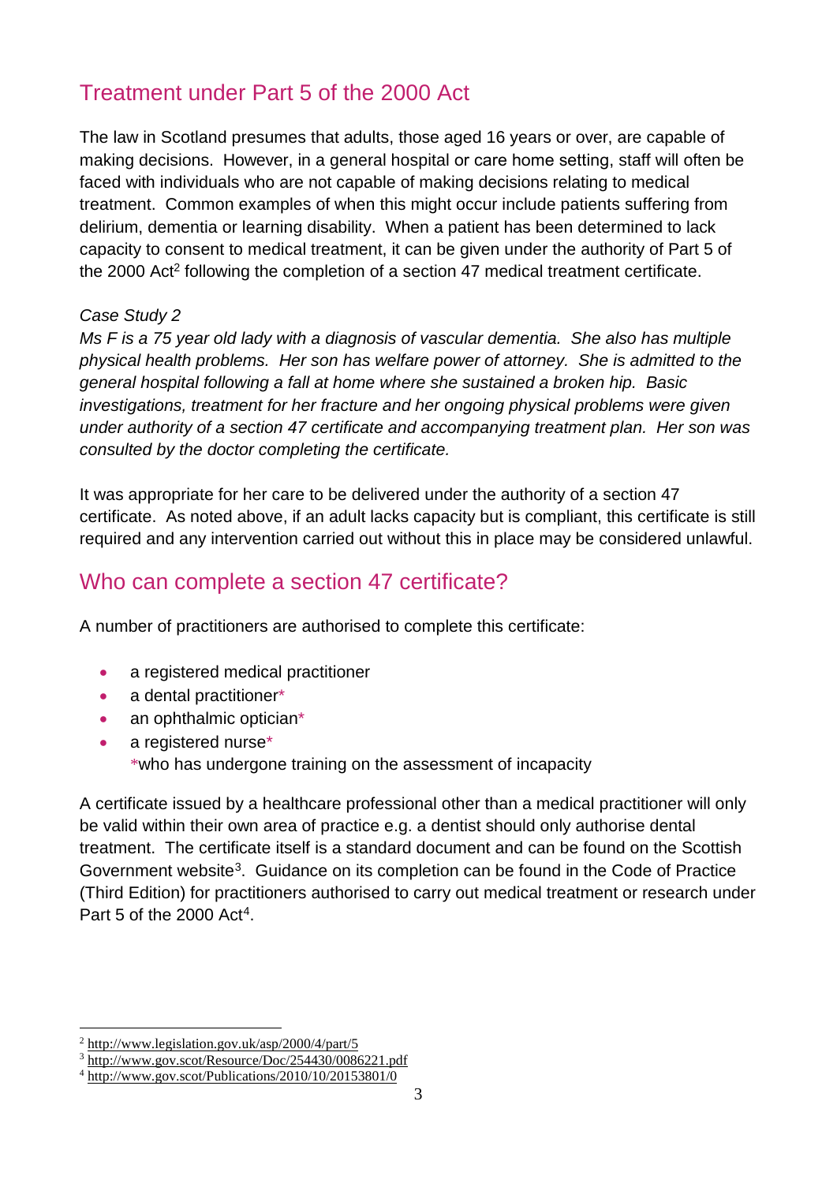## Treatment under Part 5 of the 2000 Act

The law in Scotland presumes that adults, those aged 16 years or over, are capable of making decisions. However, in a general hospital or care home setting, staff will often be faced with individuals who are not capable of making decisions relating to medical treatment. Common examples of when this might occur include patients suffering from delirium, dementia or learning disability. When a patient has been determined to lack capacity to consent to medical treatment, it can be given under the authority of Part 5 of the 2000 Act[2] following the completion of a section 47 medical treatment certificate.

*Case Study 2*

*Ms F is a 75 year old lady with a diagnosis of vascular dementia. She also has multiple physical health problems. Her son has welfare power of attorney. She is admitted to the general hospital following a fall at home where she sustained a broken hip. Basic investigations, treatment for her fracture and her ongoing physical problems were given under authority of a section 47 certificate and accompanying treatment plan. Her son was consulted by the doctor completing the certificate.*

It was appropriate for her care to be delivered under the authority of a section 47 certificate. As noted above, if an adult lacks capacity but is compliant, this certificate is still required and any intervention carried out without this in place may be considered unlawful.

## Who can complete a section 47 certificate?

A number of practitioners are authorised to complete this certificate:

- a registered medical practitioner
- a dental practitioner*
- an ophthalmic optician*
- a registered nurse*

  *who has undergone training on the assessment of incapacity

A certificate issued by a healthcare professional other than a medical practitioner will only be valid within their own area of practice e.g. a dentist should only authorise dental treatment. The certificate itself is a standard document and can be found on the Scottish Government website[3]. Guidance on its completion can be found in the Code of Practice (Third Edition) for practitioners authorised to carry out medical treatment or research under Part 5 of the 2000 Act[4].

---

[2] http://www.legislation.gov.uk/asp/2000/4/part/5

[3] http://www.gov.scot/Resource/Doc/254430/0086221.pdf

[4] http://www.gov.scot/Publications/2010/10/20153801/0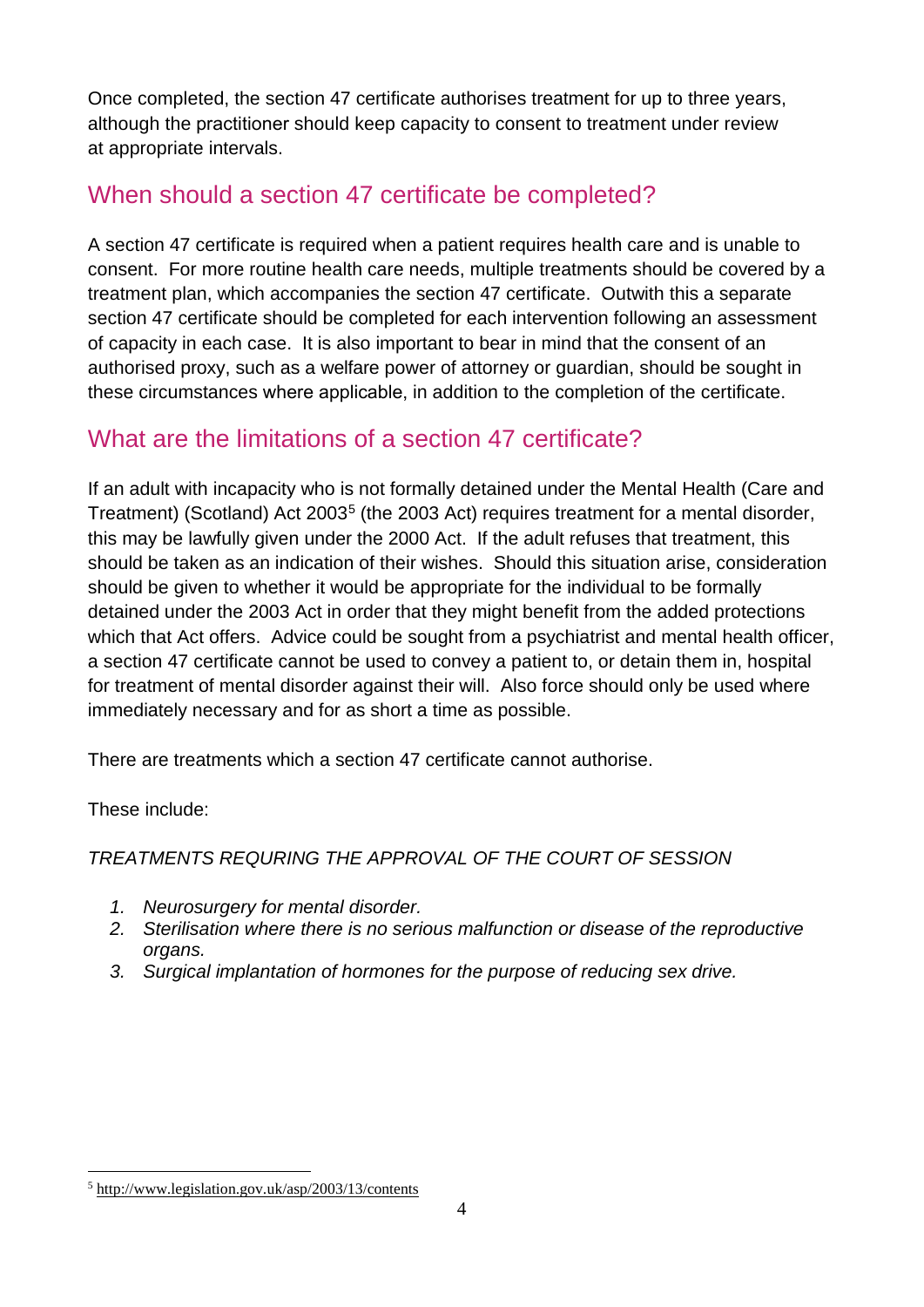Once completed, the section 47 certificate authorises treatment for up to three years, although the practitioner should keep capacity to consent to treatment under review at appropriate intervals.

## When should a section 47 certificate be completed?

A section 47 certificate is required when a patient requires health care and is unable to consent. For more routine health care needs, multiple treatments should be covered by a treatment plan, which accompanies the section 47 certificate. Outwith this a separate section 47 certificate should be completed for each intervention following an assessment of capacity in each case. It is also important to bear in mind that the consent of an authorised proxy, such as a welfare power of attorney or guardian, should be sought in these circumstances where applicable, in addition to the completion of the certificate.

## What are the limitations of a section 47 certificate?

If an adult with incapacity who is not formally detained under the Mental Health (Care and Treatment) (Scotland) Act 2003[5] (the 2003 Act) requires treatment for a mental disorder, this may be lawfully given under the 2000 Act. If the adult refuses that treatment, this should be taken as an indication of their wishes. Should this situation arise, consideration should be given to whether it would be appropriate for the individual to be formally detained under the 2003 Act in order that they might benefit from the added protections which that Act offers. Advice could be sought from a psychiatrist and mental health officer, a section 47 certificate cannot be used to convey a patient to, or detain them in, hospital for treatment of mental disorder against their will. Also force should only be used where immediately necessary and for as short a time as possible.

There are treatments which a section 47 certificate cannot authorise.

These include:

*TREATMENTS REQURING THE APPROVAL OF THE COURT OF SESSION*

1. *Neurosurgery for mental disorder.*
2. *Sterilisation where there is no serious malfunction or disease of the reproductive organs.*
3. *Surgical implantation of hormones for the purpose of reducing sex drive.*

[5] http://www.legislation.gov.uk/asp/2003/13/contents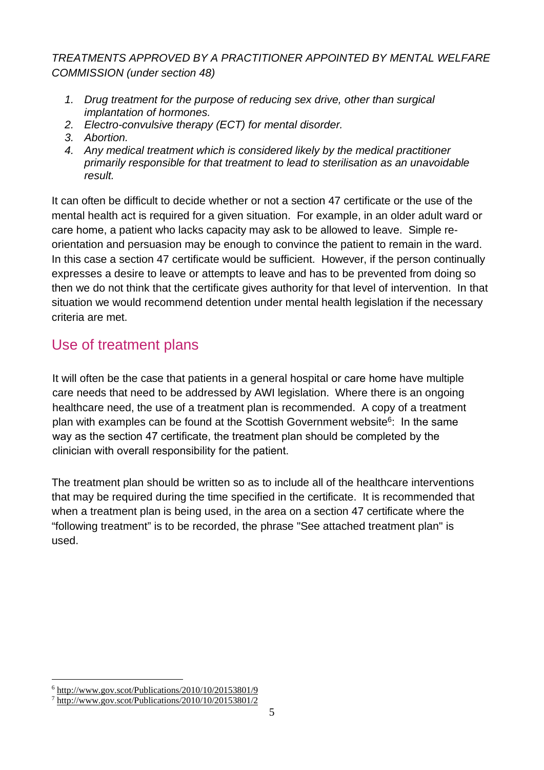*TREATMENTS APPROVED BY A PRACTITIONER APPOINTED BY MENTAL WELFARE COMMISSION (under section 48)*

1. *Drug treatment for the purpose of reducing sex drive, other than surgical implantation of hormones.*
2. *Electro-convulsive therapy (ECT) for mental disorder.*
3. *Abortion.*
4. *Any medical treatment which is considered likely by the medical practitioner primarily responsible for that treatment to lead to sterilisation as an unavoidable result.*

It can often be difficult to decide whether or not a section 47 certificate or the use of the mental health act is required for a given situation. For example, in an older adult ward or care home, a patient who lacks capacity may ask to be allowed to leave. Simple re-orientation and persuasion may be enough to convince the patient to remain in the ward. In this case a section 47 certificate would be sufficient. However, if the person continually expresses a desire to leave or attempts to leave and has to be prevented from doing so then we do not think that the certificate gives authority for that level of intervention. In that situation we would recommend detention under mental health legislation if the necessary criteria are met.

## Use of treatment plans

It will often be the case that patients in a general hospital or care home have multiple care needs that need to be addressed by AWI legislation. Where there is an ongoing healthcare need, the use of a treatment plan is recommended. A copy of a treatment plan with examples can be found at the Scottish Government website[6]: In the same way as the section 47 certificate, the treatment plan should be completed by the clinician with overall responsibility for the patient.

The treatment plan should be written so as to include all of the healthcare interventions that may be required during the time specified in the certificate. It is recommended that when a treatment plan is being used, in the area on a section 47 certificate where the "following treatment" is to be recorded, the phrase "See attached treatment plan" is used.

[6] http://www.gov.scot/Publications/2010/10/20153801/9

[7] http://www.gov.scot/Publications/2010/10/20153801/2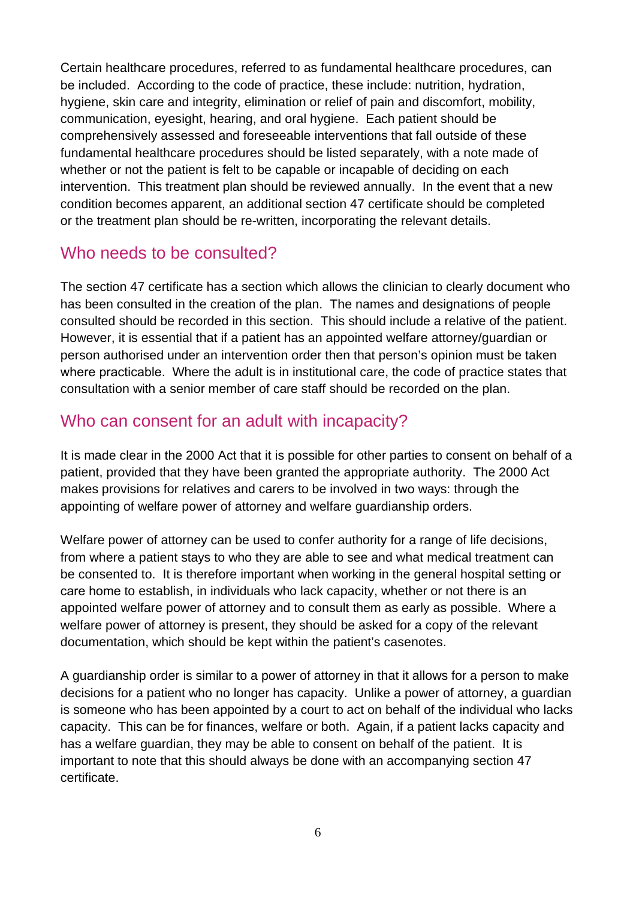Certain healthcare procedures, referred to as fundamental healthcare procedures, can be included. According to the code of practice, these include: nutrition, hydration, hygiene, skin care and integrity, elimination or relief of pain and discomfort, mobility, communication, eyesight, hearing, and oral hygiene. Each patient should be comprehensively assessed and foreseeable interventions that fall outside of these fundamental healthcare procedures should be listed separately, with a note made of whether or not the patient is felt to be capable or incapable of deciding on each intervention. This treatment plan should be reviewed annually. In the event that a new condition becomes apparent, an additional section 47 certificate should be completed or the treatment plan should be re-written, incorporating the relevant details.

## Who needs to be consulted?

The section 47 certificate has a section which allows the clinician to clearly document who has been consulted in the creation of the plan. The names and designations of people consulted should be recorded in this section. This should include a relative of the patient. However, it is essential that if a patient has an appointed welfare attorney/guardian or person authorised under an intervention order then that person's opinion must be taken where practicable. Where the adult is in institutional care, the code of practice states that consultation with a senior member of care staff should be recorded on the plan.

## Who can consent for an adult with incapacity?

It is made clear in the 2000 Act that it is possible for other parties to consent on behalf of a patient, provided that they have been granted the appropriate authority. The 2000 Act makes provisions for relatives and carers to be involved in two ways: through the appointing of welfare power of attorney and welfare guardianship orders.

Welfare power of attorney can be used to confer authority for a range of life decisions, from where a patient stays to who they are able to see and what medical treatment can be consented to. It is therefore important when working in the general hospital setting or care home to establish, in individuals who lack capacity, whether or not there is an appointed welfare power of attorney and to consult them as early as possible. Where a welfare power of attorney is present, they should be asked for a copy of the relevant documentation, which should be kept within the patient's casenotes.

A guardianship order is similar to a power of attorney in that it allows for a person to make decisions for a patient who no longer has capacity. Unlike a power of attorney, a guardian is someone who has been appointed by a court to act on behalf of the individual who lacks capacity. This can be for finances, welfare or both. Again, if a patient lacks capacity and has a welfare guardian, they may be able to consent on behalf of the patient. It is important to note that this should always be done with an accompanying section 47 certificate.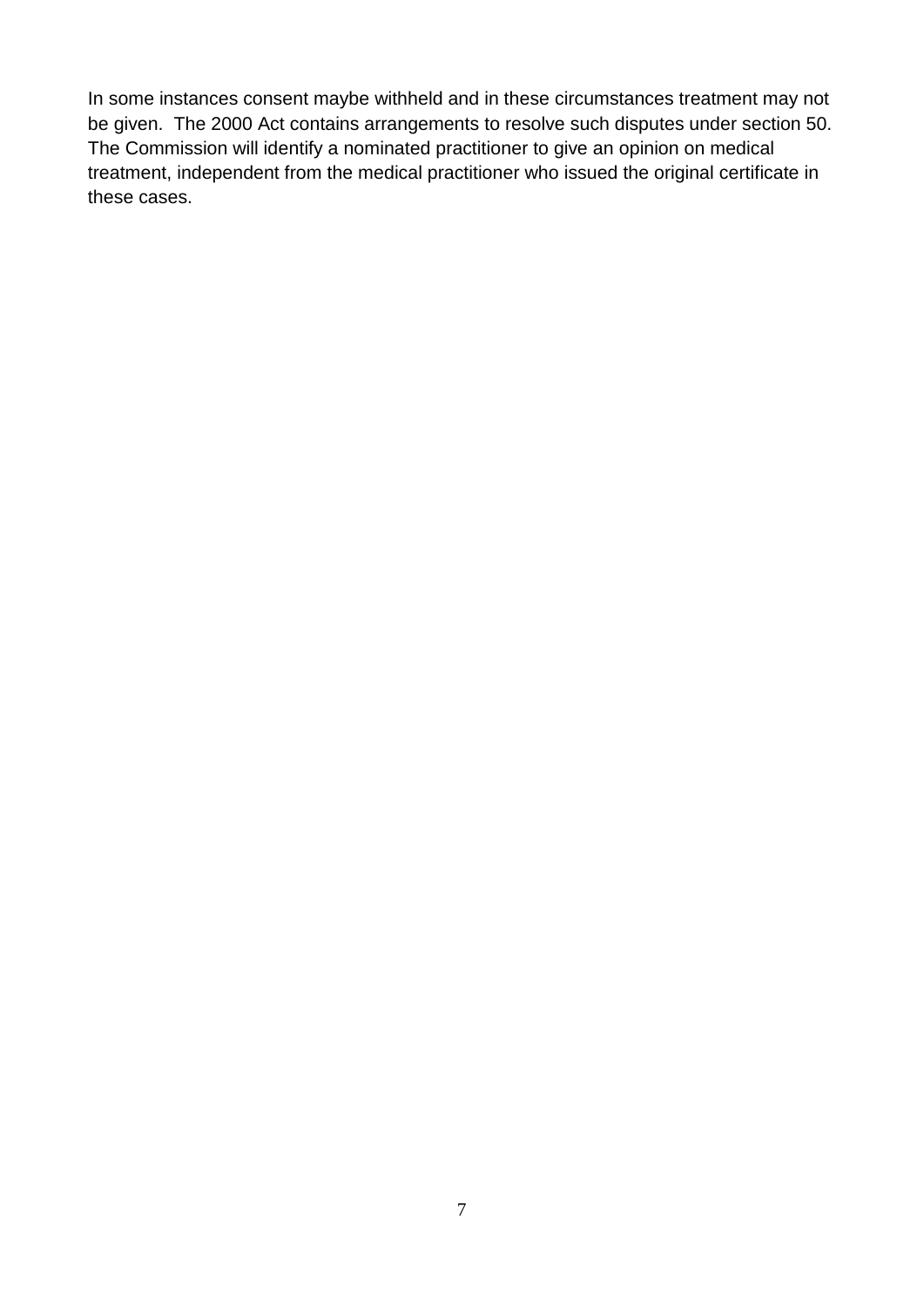In some instances consent maybe withheld and in these circumstances treatment may not be given. The 2000 Act contains arrangements to resolve such disputes under section 50. The Commission will identify a nominated practitioner to give an opinion on medical treatment, independent from the medical practitioner who issued the original certificate in these cases.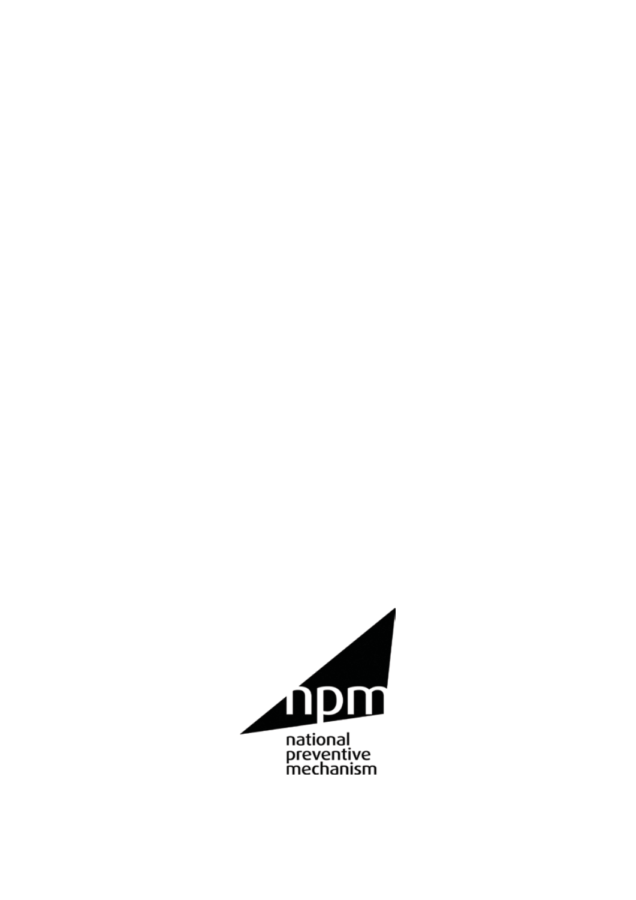npm

national
preventive
mechanism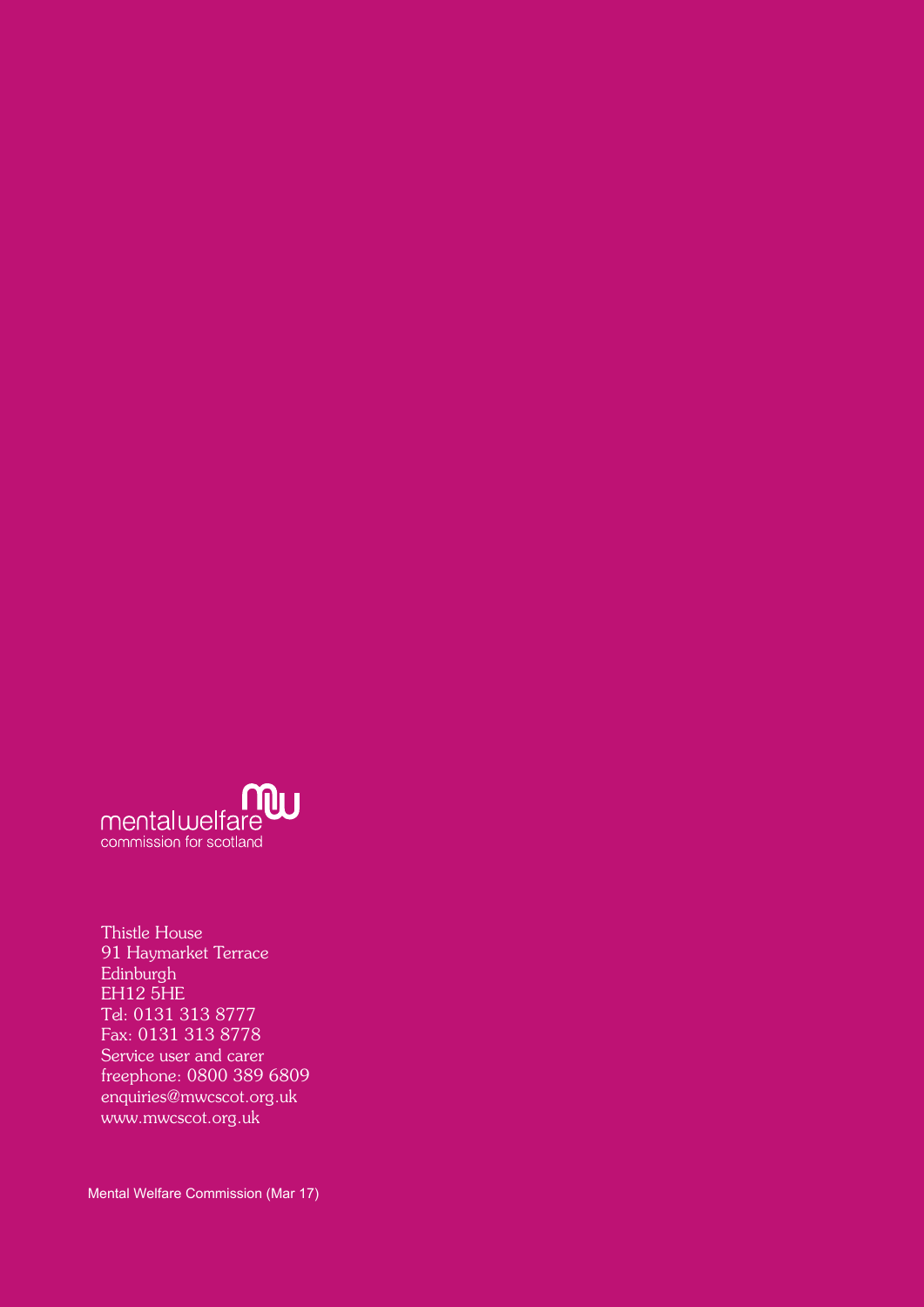mental welfare
commission for scotland

Thistle House
91 Haymarket Terrace
Edinburgh
EH12 5HE
Tel: 0131 313 8777
Fax: 0131 313 8778
Service user and carer
freephone: 0800 389 6809
enquiries@mwcscot.org.uk
www.mwcscot.org.uk

Mental Welfare Commission (Mar 17)